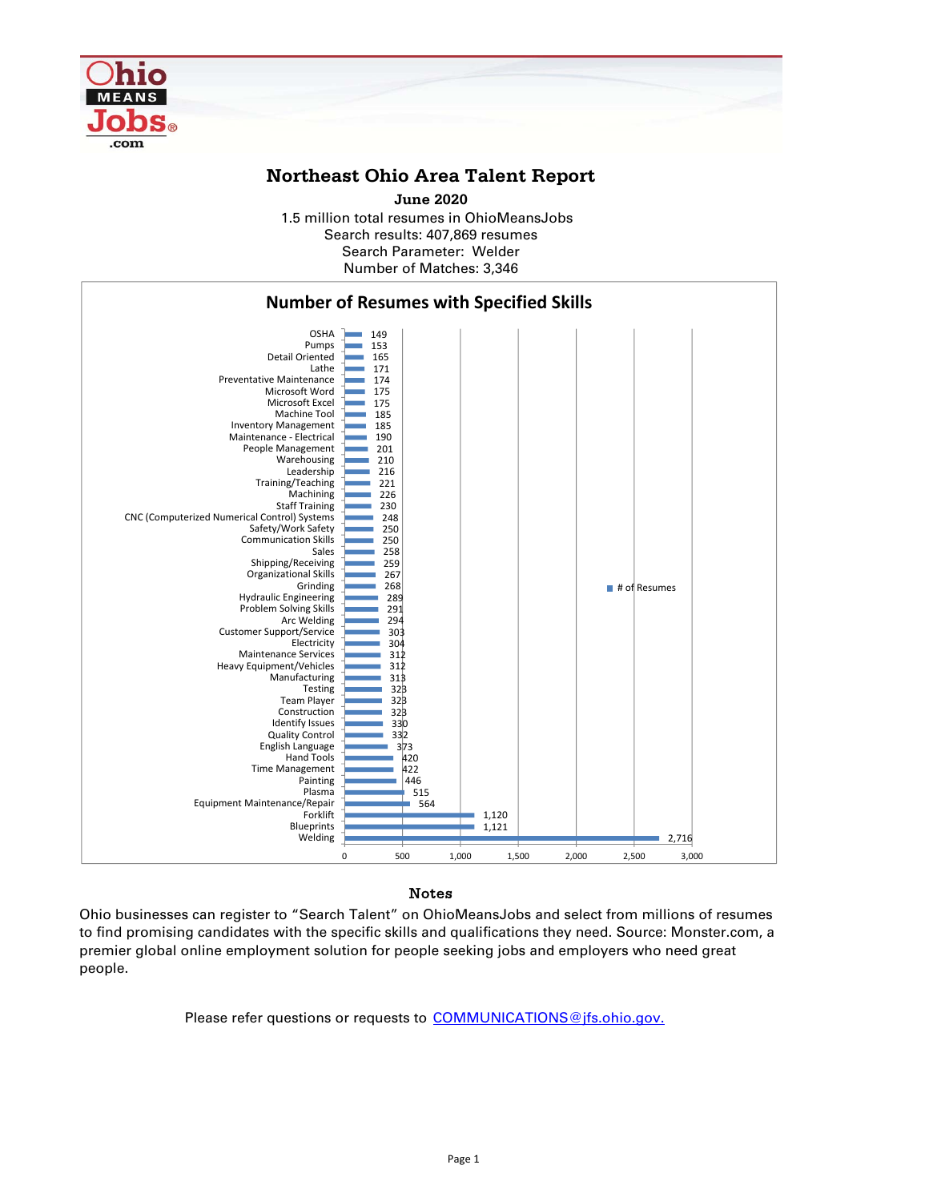# Northeast Ohio Area Talent Report

**June 2020**

1.5 million total resumes in OhioMeansJobs
Search results: 407,869 resumes
Search Parameter: Welder
Number of Matches: 3,346

## Number of Resumes with Specified Skills

| Skill | # of Resumes |
|---|---|
| OSHA | 149 |
| Pumps | 153 |
| Detail Oriented | 165 |
| Lathe | 171 |
| Preventative Maintenance | 174 |
| Microsoft Word | 175 |
| Microsoft Excel | 175 |
| Machine Tool | 185 |
| Inventory Management | 185 |
| Maintenance - Electrical | 190 |
| People Management | 201 |
| Warehousing | 210 |
| Leadership | 216 |
| Training/Teaching | 221 |
| Machining | 226 |
| Staff Training | 230 |
| CNC (Computerized Numerical Control) Systems | 248 |
| Safety/Work Safety | 250 |
| Communication Skills | 250 |
| Sales | 258 |
| Shipping/Receiving | 259 |
| Organizational Skills | 267 |
| Grinding | 268 |
| Hydraulic Engineering | 289 |
| Problem Solving Skills | 291 |
| Arc Welding | 294 |
| Customer Support/Service | 303 |
| Electricity | 304 |
| Maintenance Services | 312 |
| Heavy Equipment/Vehicles | 312 |
| Manufacturing | 313 |
| Testing | 323 |
| Team Player | 323 |
| Construction | 323 |
| Identify Issues | 330 |
| Quality Control | 332 |
| English Language | 373 |
| Hand Tools | 420 |
| Time Management | 422 |
| Painting | 446 |
| Plasma | 515 |
| Equipment Maintenance/Repair | 564 |
| Forklift | 1,120 |
| Blueprints | 1,121 |
| Welding | 2,716 |

### Notes

Ohio businesses can register to "Search Talent" on OhioMeansJobs and select from millions of resumes to find promising candidates with the specific skills and qualifications they need. Source: Monster.com, a premier global online employment solution for people seeking jobs and employers who need great people.

Please refer questions or requests to COMMUNICATIONS@jfs.ohio.gov.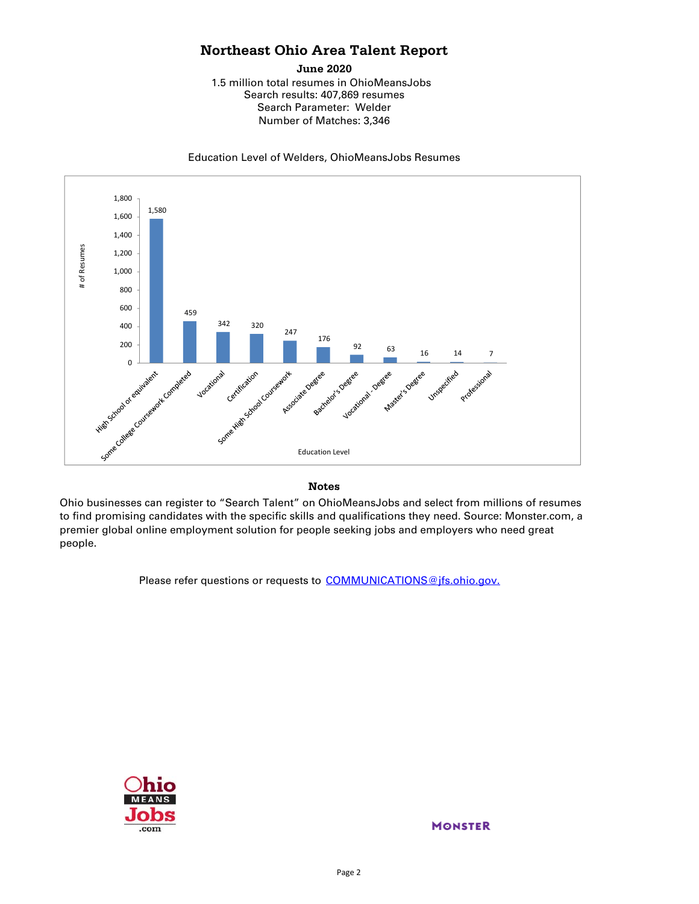# Northeast Ohio Area Talent Report

**June 2020**

1.5 million total resumes in OhioMeansJobs
Search results: 407,869 resumes
Search Parameter: Welder
Number of Matches: 3,346

Education Level of Welders, OhioMeansJobs Resumes

of Resumes

1,800
1,600
1,400
1,200
1,000
800
600
400
200
0

1,580
459
342
320
247
176
92
63
16
14
7

High School or equivalent
Some College Coursework Completed
Vocational
Certification
Some High School Coursework
Associate Degree
Bachelor's Degree
Vocational - Degree
Master's Degree
Unspecified
Professional

Education Level

## Notes

Ohio businesses can register to "Search Talent" on OhioMeansJobs and select from millions of resumes to find promising candidates with the specific skills and qualifications they need. Source: Monster.com, a premier global online employment solution for people seeking jobs and employers who need great people.

Please refer questions or requests to COMMUNICATIONS@jfs.ohio.gov.

Ohio MEANS Jobs .com

MONSTER